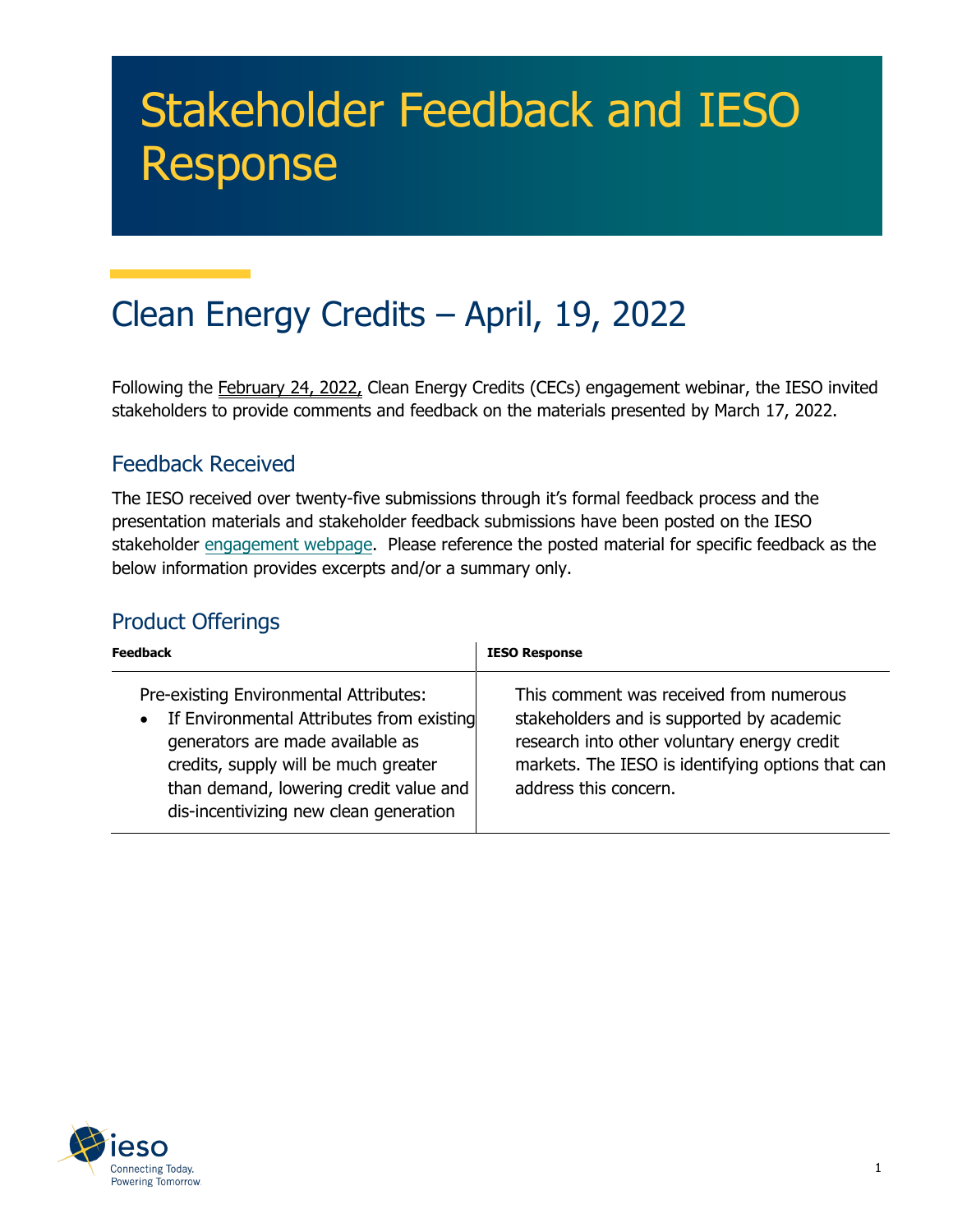# Stakeholder Feedback and IESO Response

## Clean Energy Credits – April, 19, 2022

Following the February 24, 2022, Clean Energy Credits (CECs) engagement webinar, the IESO invited stakeholders to provide comments and feedback on the materials presented by March 17, 2022.

### Feedback Received

The IESO received over twenty-five submissions through it's formal feedback process and the presentation materials and stakeholder feedback submissions have been posted on the IESO stakeholder engagement webpage. Please reference the posted material for specific feedback as the below information provides excerpts and/or a summary only.

### Product Offerings

| Feedback | IESO Response |
| --- | --- |
| Pre-existing Environmental Attributes:<br>• If Environmental Attributes from existing generators are made available as credits, supply will be much greater than demand, lowering credit value and dis-incentivizing new clean generation | This comment was received from numerous stakeholders and is supported by academic research into other voluntary energy credit markets. The IESO is identifying options that can address this concern. |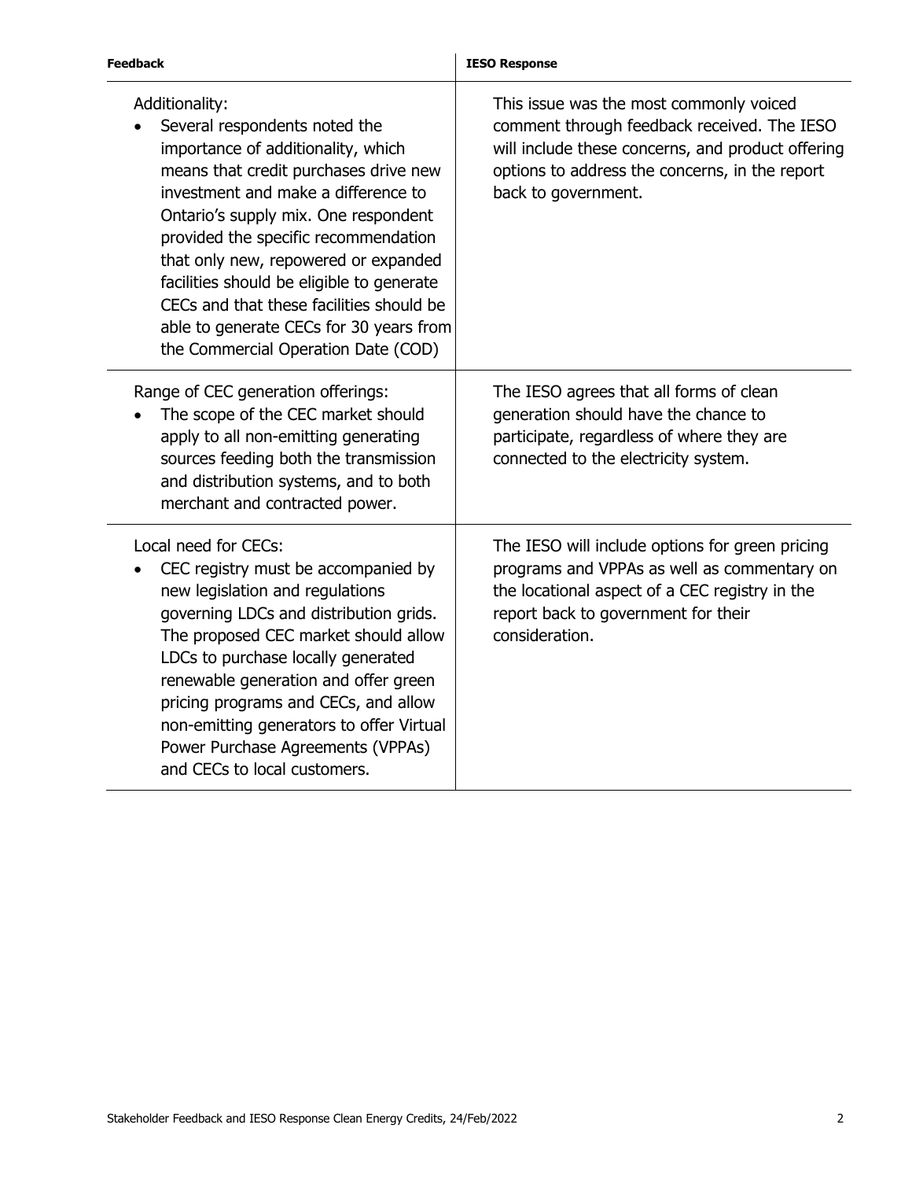| Feedback | IESO Response |
| --- | --- |
| Additionality:<br>• Several respondents noted the importance of additionality, which means that credit purchases drive new investment and make a difference to Ontario's supply mix. One respondent provided the specific recommendation that only new, repowered or expanded facilities should be eligible to generate CECs and that these facilities should be able to generate CECs for 30 years from the Commercial Operation Date (COD) | This issue was the most commonly voiced comment through feedback received. The IESO will include these concerns, and product offering options to address the concerns, in the report back to government. |
| Range of CEC generation offerings:<br>• The scope of the CEC market should apply to all non-emitting generating sources feeding both the transmission and distribution systems, and to both merchant and contracted power. | The IESO agrees that all forms of clean generation should have the chance to participate, regardless of where they are connected to the electricity system. |
| Local need for CECs:<br>• CEC registry must be accompanied by new legislation and regulations governing LDCs and distribution grids. The proposed CEC market should allow LDCs to purchase locally generated renewable generation and offer green pricing programs and CECs, and allow non-emitting generators to offer Virtual Power Purchase Agreements (VPPAs) and CECs to local customers. | The IESO will include options for green pricing programs and VPPAs as well as commentary on the locational aspect of a CEC registry in the report back to government for their consideration. |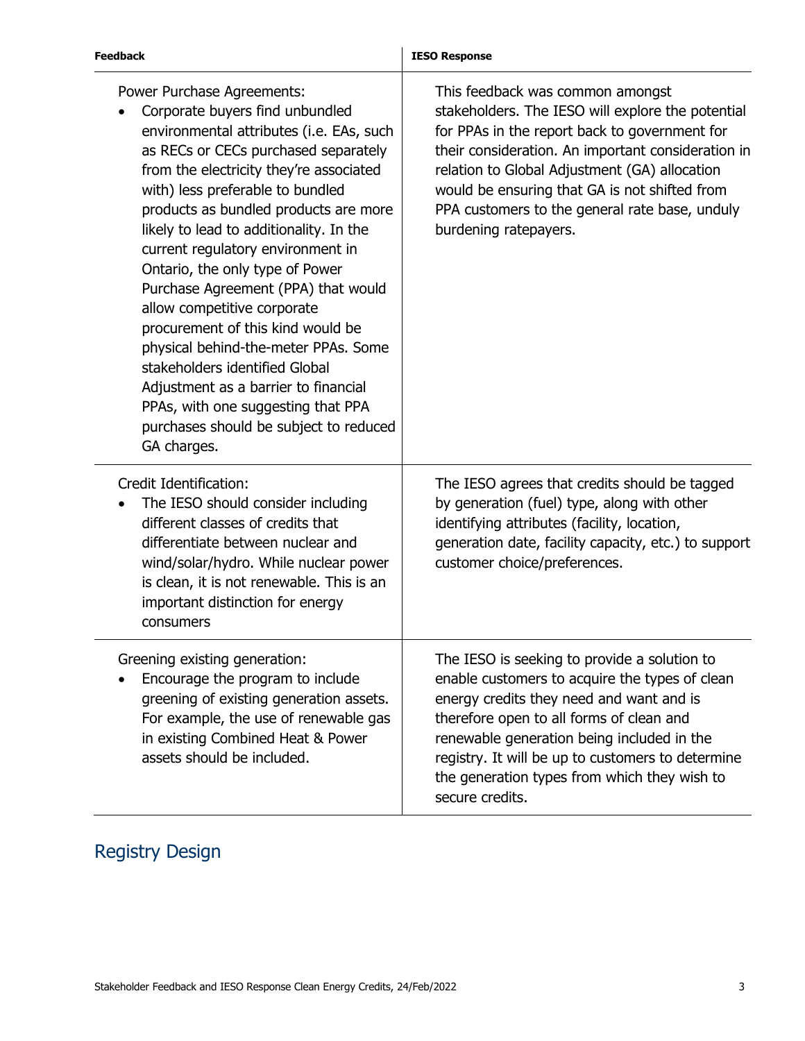| Feedback | IESO Response |
| --- | --- |
| Power Purchase Agreements:<br>• Corporate buyers find unbundled environmental attributes (i.e. EAs, such as RECs or CECs purchased separately from the electricity they're associated with) less preferable to bundled products as bundled products are more likely to lead to additionality. In the current regulatory environment in Ontario, the only type of Power Purchase Agreement (PPA) that would allow competitive corporate procurement of this kind would be physical behind-the-meter PPAs. Some stakeholders identified Global Adjustment as a barrier to financial PPAs, with one suggesting that PPA purchases should be subject to reduced GA charges. | This feedback was common amongst stakeholders. The IESO will explore the potential for PPAs in the report back to government for their consideration. An important consideration in relation to Global Adjustment (GA) allocation would be ensuring that GA is not shifted from PPA customers to the general rate base, unduly burdening ratepayers. |
| Credit Identification:<br>• The IESO should consider including different classes of credits that differentiate between nuclear and wind/solar/hydro. While nuclear power is clean, it is not renewable. This is an important distinction for energy consumers | The IESO agrees that credits should be tagged by generation (fuel) type, along with other identifying attributes (facility, location, generation date, facility capacity, etc.) to support customer choice/preferences. |
| Greening existing generation:<br>• Encourage the program to include greening of existing generation assets. For example, the use of renewable gas in existing Combined Heat & Power assets should be included. | The IESO is seeking to provide a solution to enable customers to acquire the types of clean energy credits they need and want and is therefore open to all forms of clean and renewable generation being included in the registry. It will be up to customers to determine the generation types from which they wish to secure credits. |

## Registry Design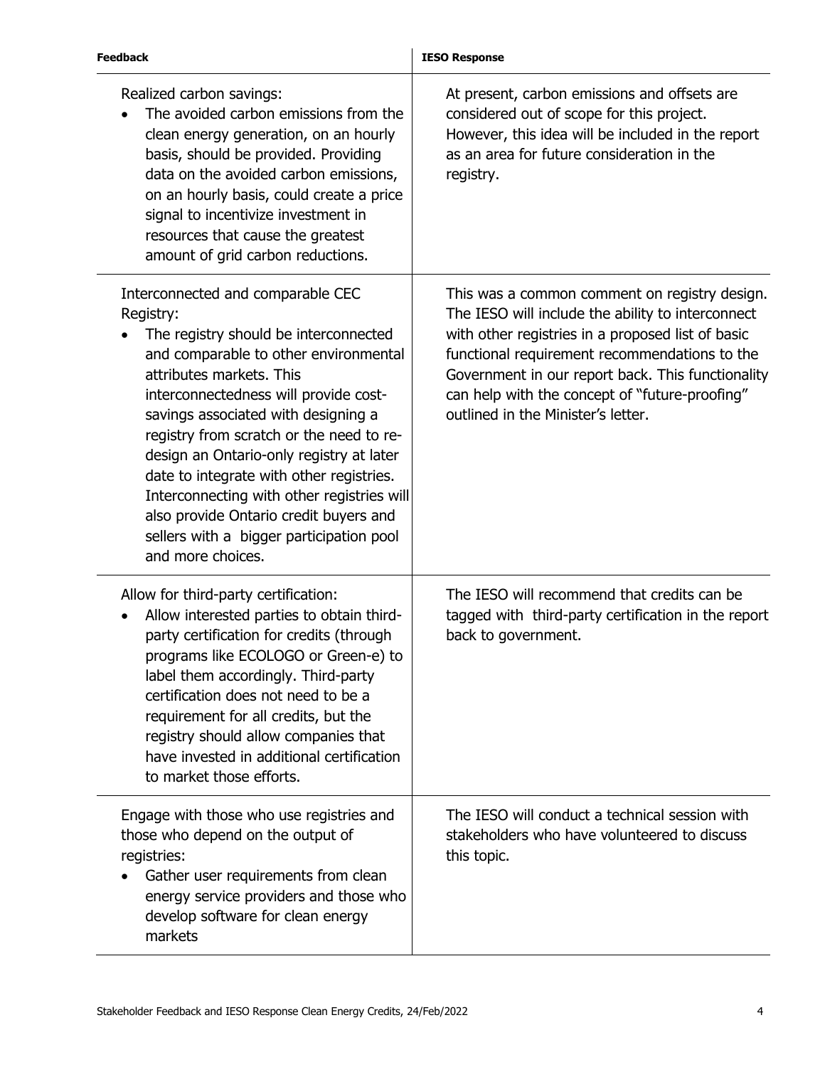| Feedback | IESO Response |
|---|---|
| Realized carbon savings:<br>• The avoided carbon emissions from the clean energy generation, on an hourly basis, should be provided. Providing data on the avoided carbon emissions, on an hourly basis, could create a price signal to incentivize investment in resources that cause the greatest amount of grid carbon reductions. | At present, carbon emissions and offsets are considered out of scope for this project. However, this idea will be included in the report as an area for future consideration in the registry. |
| Interconnected and comparable CEC Registry:<br>• The registry should be interconnected and comparable to other environmental attributes markets. This interconnectedness will provide cost-savings associated with designing a registry from scratch or the need to re-design an Ontario-only registry at later date to integrate with other registries. Interconnecting with other registries will also provide Ontario credit buyers and sellers with a bigger participation pool and more choices. | This was a common comment on registry design. The IESO will include the ability to interconnect with other registries in a proposed list of basic functional requirement recommendations to the Government in our report back. This functionality can help with the concept of "future-proofing" outlined in the Minister's letter. |
| Allow for third-party certification:<br>• Allow interested parties to obtain third-party certification for credits (through programs like ECOLOGO or Green-e) to label them accordingly. Third-party certification does not need to be a requirement for all credits, but the registry should allow companies that have invested in additional certification to market those efforts. | The IESO will recommend that credits can be tagged with third-party certification in the report back to government. |
| Engage with those who use registries and those who depend on the output of registries:<br>• Gather user requirements from clean energy service providers and those who develop software for clean energy markets | The IESO will conduct a technical session with stakeholders who have volunteered to discuss this topic. |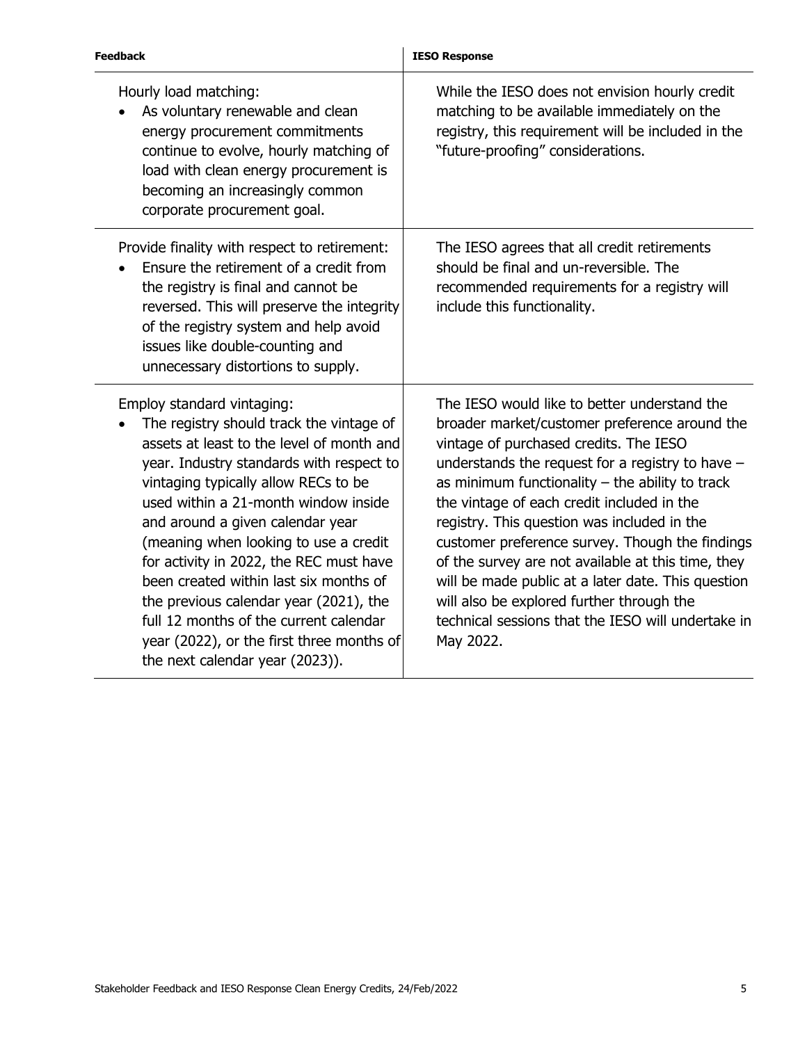| Feedback | IESO Response |
| --- | --- |
| Hourly load matching:<br>• As voluntary renewable and clean energy procurement commitments continue to evolve, hourly matching of load with clean energy procurement is becoming an increasingly common corporate procurement goal. | While the IESO does not envision hourly credit matching to be available immediately on the registry, this requirement will be included in the "future-proofing" considerations. |
| Provide finality with respect to retirement:<br>• Ensure the retirement of a credit from the registry is final and cannot be reversed. This will preserve the integrity of the registry system and help avoid issues like double-counting and unnecessary distortions to supply. | The IESO agrees that all credit retirements should be final and un-reversible. The recommended requirements for a registry will include this functionality. |
| Employ standard vintaging:<br>• The registry should track the vintage of assets at least to the level of month and year. Industry standards with respect to vintaging typically allow RECs to be used within a 21-month window inside and around a given calendar year (meaning when looking to use a credit for activity in 2022, the REC must have been created within last six months of the previous calendar year (2021), the full 12 months of the current calendar year (2022), or the first three months of the next calendar year (2023)). | The IESO would like to better understand the broader market/customer preference around the vintage of purchased credits. The IESO understands the request for a registry to have – as minimum functionality – the ability to track the vintage of each credit included in the registry. This question was included in the customer preference survey. Though the findings of the survey are not available at this time, they will be made public at a later date. This question will also be explored further through the technical sessions that the IESO will undertake in May 2022. |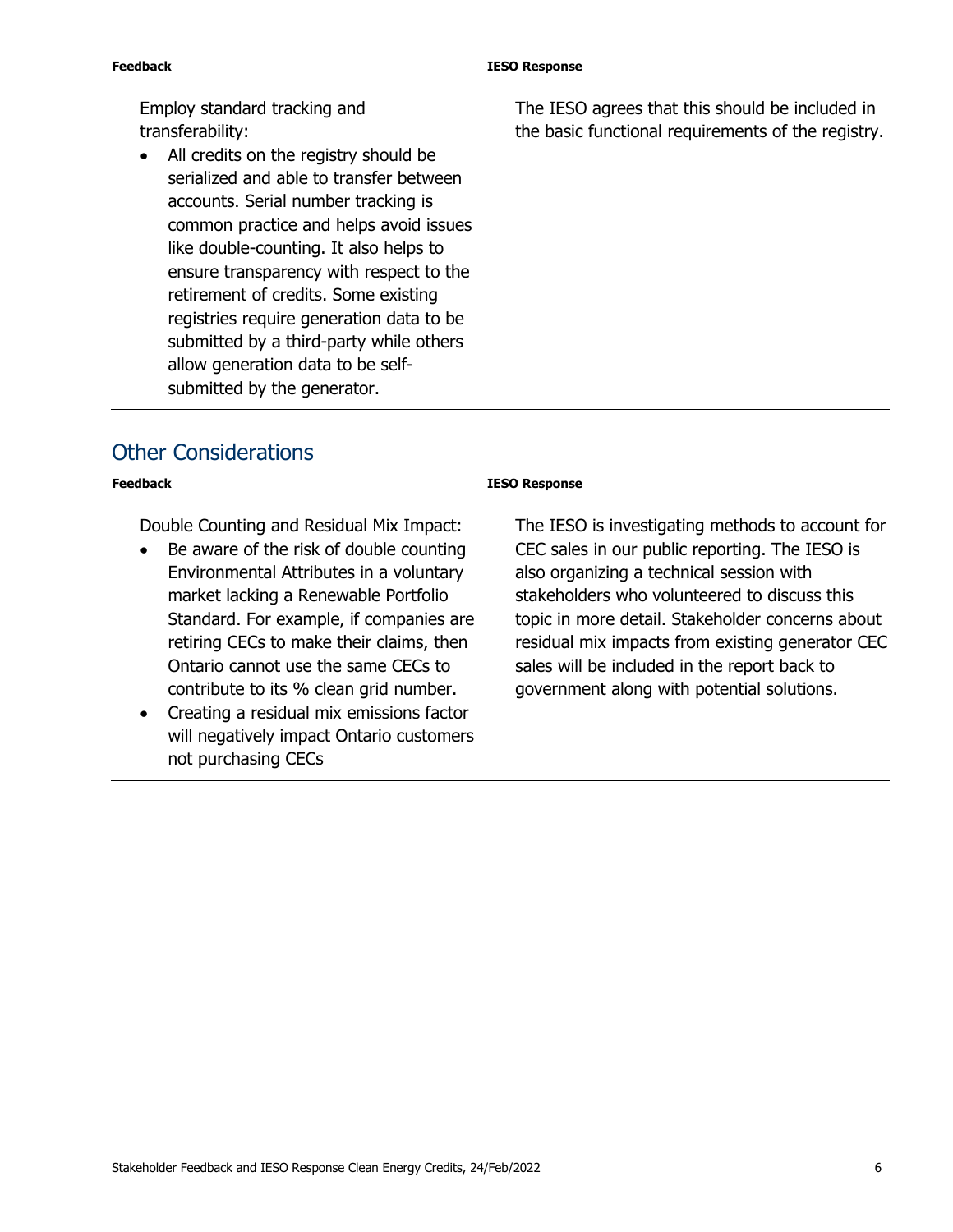| Feedback | IESO Response |
| --- | --- |
| Employ standard tracking and transferability:<br>• All credits on the registry should be serialized and able to transfer between accounts. Serial number tracking is common practice and helps avoid issues like double-counting. It also helps to ensure transparency with respect to the retirement of credits. Some existing registries require generation data to be submitted by a third-party while others allow generation data to be self-submitted by the generator. | The IESO agrees that this should be included in the basic functional requirements of the registry. |

## Other Considerations

| Feedback | IESO Response |
| --- | --- |
| Double Counting and Residual Mix Impact:<br>• Be aware of the risk of double counting Environmental Attributes in a voluntary market lacking a Renewable Portfolio Standard. For example, if companies are retiring CECs to make their claims, then Ontario cannot use the same CECs to contribute to its % clean grid number.<br>• Creating a residual mix emissions factor will negatively impact Ontario customers not purchasing CECs | The IESO is investigating methods to account for CEC sales in our public reporting. The IESO is also organizing a technical session with stakeholders who volunteered to discuss this topic in more detail. Stakeholder concerns about residual mix impacts from existing generator CEC sales will be included in the report back to government along with potential solutions. |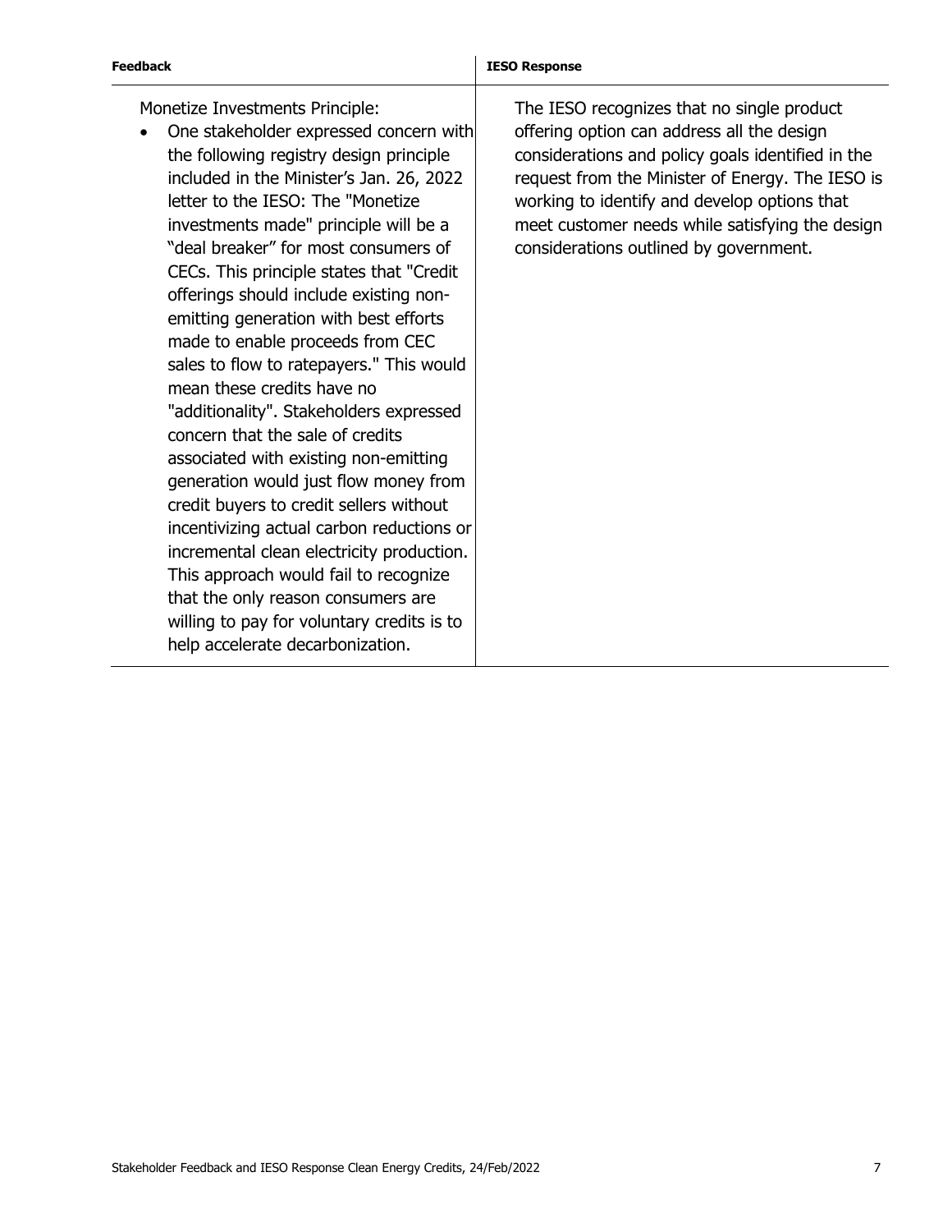| Feedback | IESO Response |
| --- | --- |
| Monetize Investments Principle:<br>• One stakeholder expressed concern with the following registry design principle included in the Minister's Jan. 26, 2022 letter to the IESO: The "Monetize investments made" principle will be a "deal breaker" for most consumers of CECs. This principle states that "Credit offerings should include existing non-emitting generation with best efforts made to enable proceeds from CEC sales to flow to ratepayers." This would mean these credits have no "additionality". Stakeholders expressed concern that the sale of credits associated with existing non-emitting generation would just flow money from credit buyers to credit sellers without incentivizing actual carbon reductions or incremental clean electricity production. This approach would fail to recognize that the only reason consumers are willing to pay for voluntary credits is to help accelerate decarbonization. | The IESO recognizes that no single product offering option can address all the design considerations and policy goals identified in the request from the Minister of Energy. The IESO is working to identify and develop options that meet customer needs while satisfying the design considerations outlined by government. |